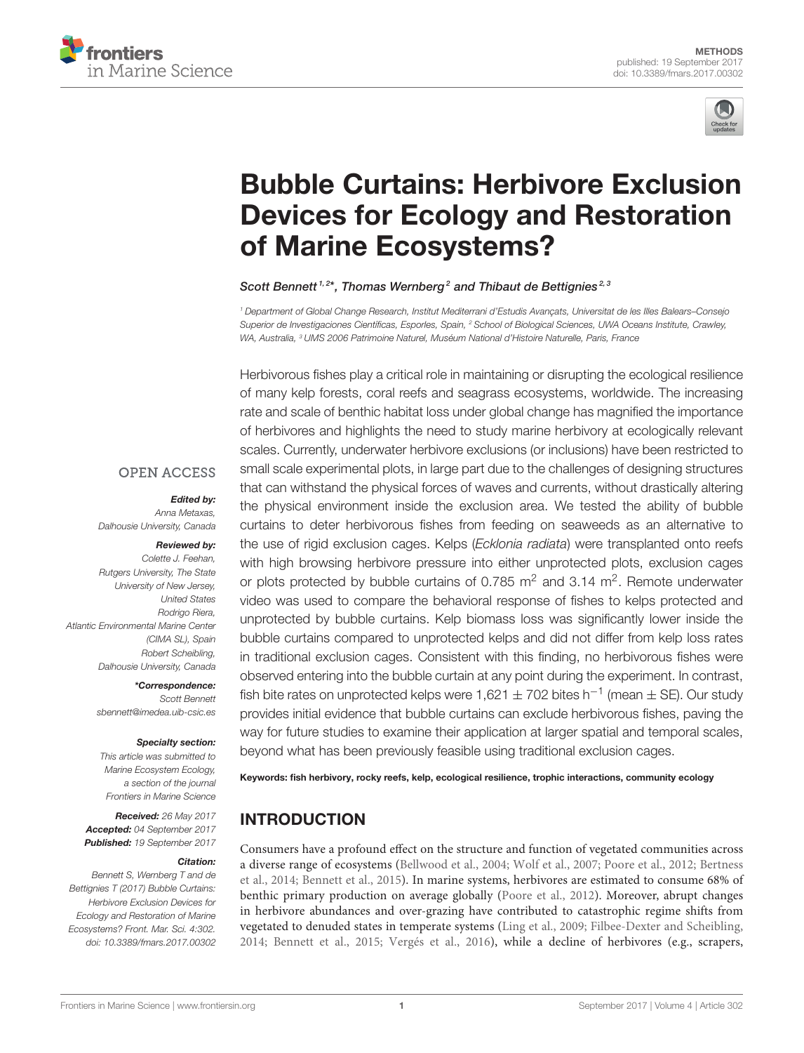METHODS

published: 19 September 2017
doi: 10.3389/fmars.2017.00302

# Bubble Curtains: Herbivore Exclusion Devices for Ecology and Restoration of Marine Ecosystems?

*Scott Bennett[1,2]\*, Thomas Wernberg[2] and Thibaut de Bettignies[2,3]*

[1] Department of Global Change Research, Institut Mediterrani d'Estudis Avançats, Universitat de les Illes Balears–Consejo Superior de Investigaciones Científicas, Esporles, Spain, [2] School of Biological Sciences, UWA Oceans Institute, Crawley, WA, Australia, [3] UMS 2006 Patrimoine Naturel, Muséum National d'Histoire Naturelle, Paris, France

OPEN ACCESS

***Edited by:***
Anna Metaxas,
Dalhousie University, Canada

***Reviewed by:***
Colette J. Feehan,
Rutgers University, The State University of New Jersey, United States
Rodrigo Riera,
Atlantic Environmental Marine Center (CIMA SL), Spain
Robert Scheibling,
Dalhousie University, Canada

***\*Correspondence:***
Scott Bennett
sbennett@imedea.uib-csic.es

***Specialty section:***
This article was submitted to Marine Ecosystem Ecology, a section of the journal Frontiers in Marine Science

***Received:*** 26 May 2017
***Accepted:*** 04 September 2017
***Published:*** 19 September 2017

***Citation:***
Bennett S, Wernberg T and de Bettignies T (2017) Bubble Curtains: Herbivore Exclusion Devices for Ecology and Restoration of Marine Ecosystems? Front. Mar. Sci. 4:302. doi: 10.3389/fmars.2017.00302

Herbivorous fishes play a critical role in maintaining or disrupting the ecological resilience of many kelp forests, coral reefs and seagrass ecosystems, worldwide. The increasing rate and scale of benthic habitat loss under global change has magnified the importance of herbivores and highlights the need to study marine herbivory at ecologically relevant scales. Currently, underwater herbivore exclusions (or inclusions) have been restricted to small scale experimental plots, in large part due to the challenges of designing structures that can withstand the physical forces of waves and currents, without drastically altering the physical environment inside the exclusion area. We tested the ability of bubble curtains to deter herbivorous fishes from feeding on seaweeds as an alternative to the use of rigid exclusion cages. Kelps (*Ecklonia radiata*) were transplanted onto reefs with high browsing herbivore pressure into either unprotected plots, exclusion cages or plots protected by bubble curtains of 0.785 $m^2$ and 3.14 $m^2$. Remote underwater video was used to compare the behavioral response of fishes to kelps protected and unprotected by bubble curtains. Kelp biomass loss was significantly lower inside the bubble curtains compared to unprotected kelps and did not differ from kelp loss rates in traditional exclusion cages. Consistent with this finding, no herbivorous fishes were observed entering into the bubble curtain at any point during the experiment. In contrast, fish bite rates on unprotected kelps were 1,621 ± 702 bites $h^{-1}$ (mean ± SE). Our study provides initial evidence that bubble curtains can exclude herbivorous fishes, paving the way for future studies to examine their application at larger spatial and temporal scales, beyond what has been previously feasible using traditional exclusion cages.

**Keywords: fish herbivory, rocky reefs, kelp, ecological resilience, trophic interactions, community ecology**

## INTRODUCTION

Consumers have a profound effect on the structure and function of vegetated communities across a diverse range of ecosystems (Bellwood et al., 2004; Wolf et al., 2007; Poore et al., 2012; Bertness et al., 2014; Bennett et al., 2015). In marine systems, herbivores are estimated to consume 68% of benthic primary production on average globally (Poore et al., 2012). Moreover, abrupt changes in herbivore abundances and over-grazing have contributed to catastrophic regime shifts from vegetated to denuded states in temperate systems (Ling et al., 2009; Filbee-Dexter and Scheibling, 2014; Bennett et al., 2015; Vergés et al., 2016), while a decline of herbivores (e.g., scrapers,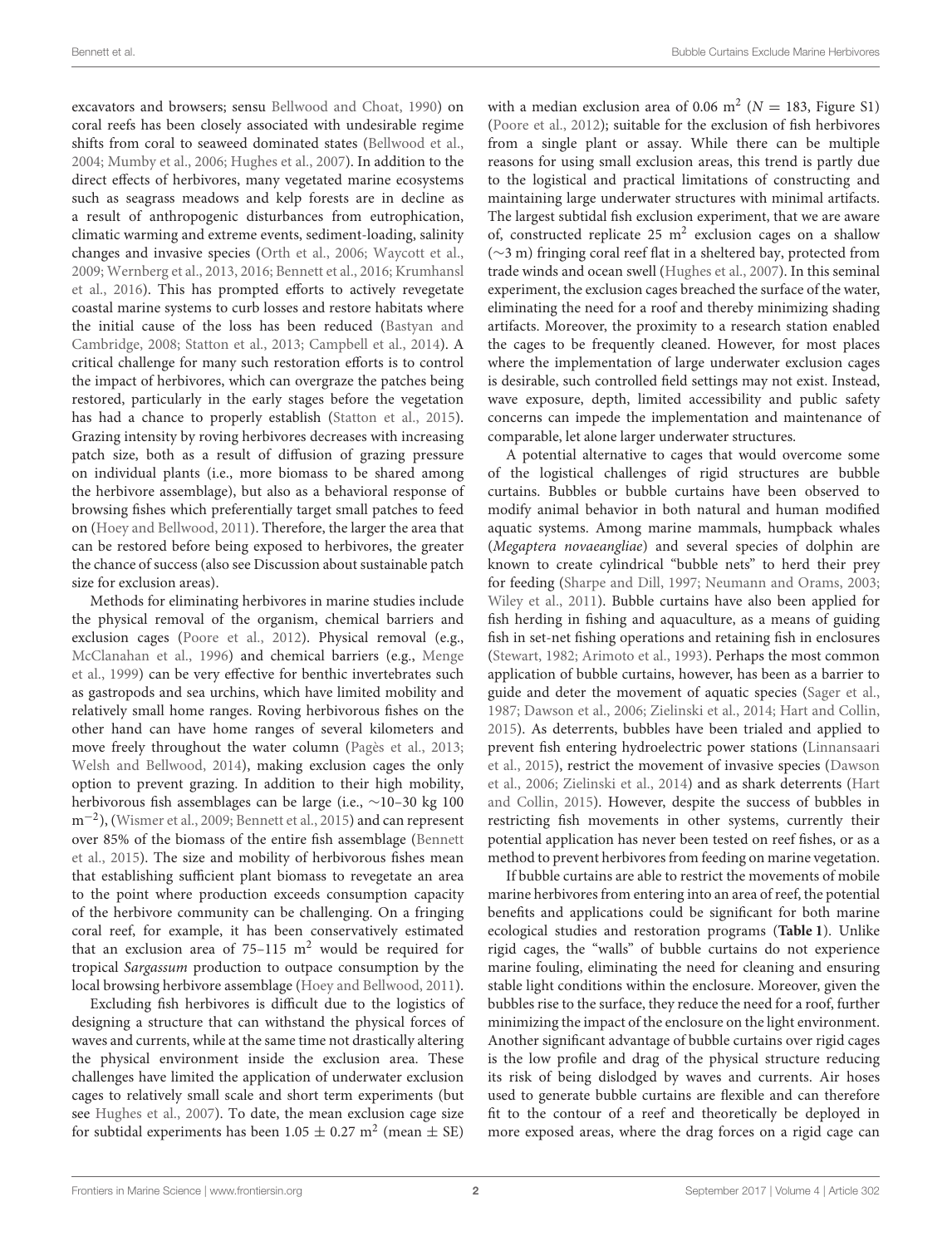excavators and browsers; sensu Bellwood and Choat, 1990) on coral reefs has been closely associated with undesirable regime shifts from coral to seaweed dominated states (Bellwood et al., 2004; Mumby et al., 2006; Hughes et al., 2007). In addition to the direct effects of herbivores, many vegetated marine ecosystems such as seagrass meadows and kelp forests are in decline as a result of anthropogenic disturbances from eutrophication, climatic warming and extreme events, sediment-loading, salinity changes and invasive species (Orth et al., 2006; Waycott et al., 2009; Wernberg et al., 2013, 2016; Bennett et al., 2016; Krumhansl et al., 2016). This has prompted efforts to actively revegetate coastal marine systems to curb losses and restore habitats where the initial cause of the loss has been reduced (Bastyan and Cambridge, 2008; Statton et al., 2013; Campbell et al., 2014). A critical challenge for many such restoration efforts is to control the impact of herbivores, which can overgraze the patches being restored, particularly in the early stages before the vegetation has had a chance to properly establish (Statton et al., 2015). Grazing intensity by roving herbivores decreases with increasing patch size, both as a result of diffusion of grazing pressure on individual plants (i.e., more biomass to be shared among the herbivore assemblage), but also as a behavioral response of browsing fishes which preferentially target small patches to feed on (Hoey and Bellwood, 2011). Therefore, the larger the area that can be restored before being exposed to herbivores, the greater the chance of success (also see Discussion about sustainable patch size for exclusion areas).

Methods for eliminating herbivores in marine studies include the physical removal of the organism, chemical barriers and exclusion cages (Poore et al., 2012). Physical removal (e.g., McClanahan et al., 1996) and chemical barriers (e.g., Menge et al., 1999) can be very effective for benthic invertebrates such as gastropods and sea urchins, which have limited mobility and relatively small home ranges. Roving herbivorous fishes on the other hand can have home ranges of several kilometers and move freely throughout the water column (Pagès et al., 2013; Welsh and Bellwood, 2014), making exclusion cages the only option to prevent grazing. In addition to their high mobility, herbivorous fish assemblages can be large (i.e., ∼10–30 kg 100 $m^{-2}$), (Wismer et al., 2009; Bennett et al., 2015) and can represent over 85% of the biomass of the entire fish assemblage (Bennett et al., 2015). The size and mobility of herbivorous fishes mean that establishing sufficient plant biomass to revegetate an area to the point where production exceeds consumption capacity of the herbivore community can be challenging. On a fringing coral reef, for example, it has been conservatively estimated that an exclusion area of 75–115 $m^2$ would be required for tropical *Sargassum* production to outpace consumption by the local browsing herbivore assemblage (Hoey and Bellwood, 2011).

Excluding fish herbivores is difficult due to the logistics of designing a structure that can withstand the physical forces of waves and currents, while at the same time not drastically altering the physical environment inside the exclusion area. These challenges have limited the application of underwater exclusion cages to relatively small scale and short term experiments (but see Hughes et al., 2007). To date, the mean exclusion cage size for subtidal experiments has been $1.05 \pm 0.27$ $m^2$ (mean ± SE) with a median exclusion area of 0.06 $m^2$ ($N = 183$, Figure S1) (Poore et al., 2012); suitable for the exclusion of fish herbivores from a single plant or assay. While there can be multiple reasons for using small exclusion areas, this trend is partly due to the logistical and practical limitations of constructing and maintaining large underwater structures with minimal artifacts. The largest subtidal fish exclusion experiment, that we are aware of, constructed replicate 25 $m^2$ exclusion cages on a shallow (∼3 m) fringing coral reef flat in a sheltered bay, protected from trade winds and ocean swell (Hughes et al., 2007). In this seminal experiment, the exclusion cages breached the surface of the water, eliminating the need for a roof and thereby minimizing shading artifacts. Moreover, the proximity to a research station enabled the cages to be frequently cleaned. However, for most places where the implementation of large underwater exclusion cages is desirable, such controlled field settings may not exist. Instead, wave exposure, depth, limited accessibility and public safety concerns can impede the implementation and maintenance of comparable, let alone larger underwater structures.

A potential alternative to cages that would overcome some of the logistical challenges of rigid structures are bubble curtains. Bubbles or bubble curtains have been observed to modify animal behavior in both natural and human modified aquatic systems. Among marine mammals, humpback whales (*Megaptera novaeangliae*) and several species of dolphin are known to create cylindrical "bubble nets" to herd their prey for feeding (Sharpe and Dill, 1997; Neumann and Orams, 2003; Wiley et al., 2011). Bubble curtains have also been applied for fish herding in fishing and aquaculture, as a means of guiding fish in set-net fishing operations and retaining fish in enclosures (Stewart, 1982; Arimoto et al., 1993). Perhaps the most common application of bubble curtains, however, has been as a barrier to guide and deter the movement of aquatic species (Sager et al., 1987; Dawson et al., 2006; Zielinski et al., 2014; Hart and Collin, 2015). As deterrents, bubbles have been trialed and applied to prevent fish entering hydroelectric power stations (Linnansaari et al., 2015), restrict the movement of invasive species (Dawson et al., 2006; Zielinski et al., 2014) and as shark deterrents (Hart and Collin, 2015). However, despite the success of bubbles in restricting fish movements in other systems, currently their potential application has never been tested on reef fishes, or as a method to prevent herbivores from feeding on marine vegetation.

If bubble curtains are able to restrict the movements of mobile marine herbivores from entering into an area of reef, the potential benefits and applications could be significant for both marine ecological studies and restoration programs (**Table 1**). Unlike rigid cages, the "walls" of bubble curtains do not experience marine fouling, eliminating the need for cleaning and ensuring stable light conditions within the enclosure. Moreover, given the bubbles rise to the surface, they reduce the need for a roof, further minimizing the impact of the enclosure on the light environment. Another significant advantage of bubble curtains over rigid cages is the low profile and drag of the physical structure reducing its risk of being dislodged by waves and currents. Air hoses used to generate bubble curtains are flexible and can therefore fit to the contour of a reef and theoretically be deployed in more exposed areas, where the drag forces on a rigid cage can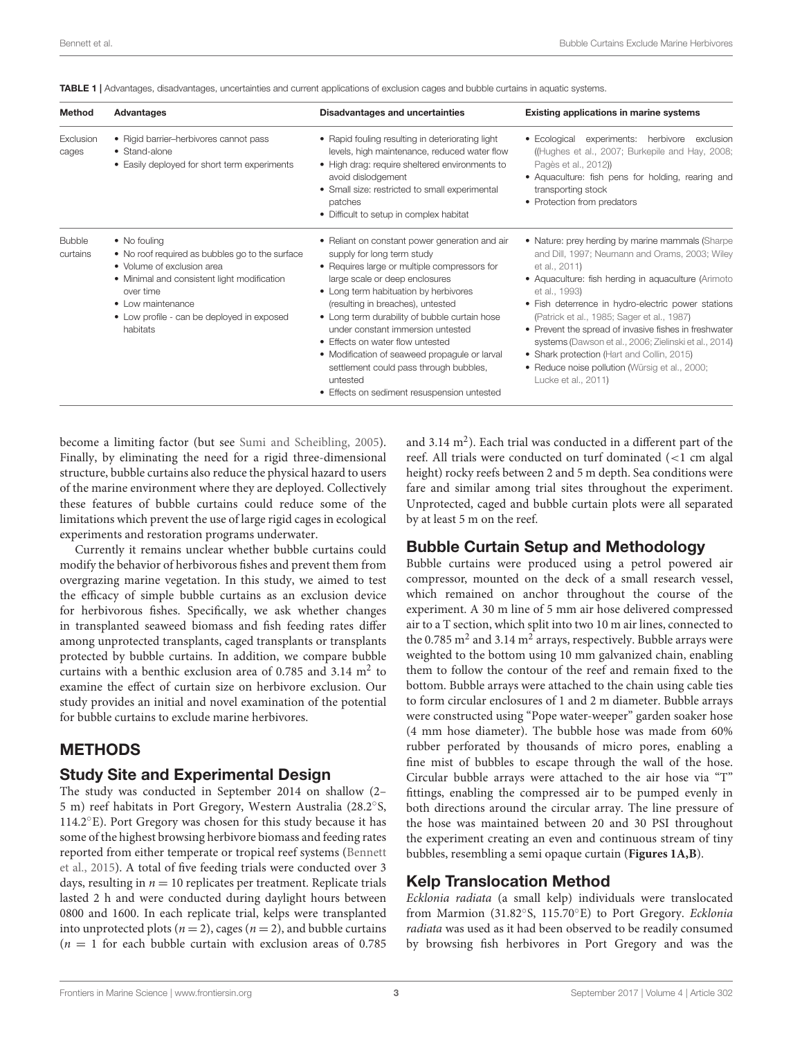**TABLE 1 |** Advantages, disadvantages, uncertainties and current applications of exclusion cages and bubble curtains in aquatic systems.

| Method | Advantages | Disadvantages and uncertainties | Existing applications in marine systems |
|---|---|---|---|
| Exclusion cages | • Rigid barrier–herbivores cannot pass<br>• Stand-alone<br>• Easily deployed for short term experiments | • Rapid fouling resulting in deteriorating light levels, high maintenance, reduced water flow<br>• High drag: require sheltered environments to avoid dislodgement<br>• Small size: restricted to small experimental patches<br>• Difficult to setup in complex habitat | • Ecological experiments: herbivore exclusion ((Hughes et al., 2007; Burkepile and Hay, 2008; Pagès et al., 2012))<br>• Aquaculture: fish pens for holding, rearing and transporting stock<br>• Protection from predators |
| Bubble curtains | • No fouling<br>• No roof required as bubbles go to the surface<br>• Volume of exclusion area<br>• Minimal and consistent light modification over time<br>• Low maintenance<br>• Low profile - can be deployed in exposed habitats | • Reliant on constant power generation and air supply for long term study<br>• Requires large or multiple compressors for large scale or deep enclosures<br>• Long term habituation by herbivores (resulting in breaches), untested<br>• Long term durability of bubble curtain hose under constant immersion untested<br>• Effects on water flow untested<br>• Modification of seaweed propagule or larval settlement could pass through bubbles, untested<br>• Effects on sediment resuspension untested | • Nature: prey herding by marine mammals (Sharpe and Dill, 1997; Neumann and Orams, 2003; Wiley et al., 2011)<br>• Aquaculture: fish herding in aquaculture (Arimoto et al., 1993)<br>• Fish deterrence in hydro-electric power stations (Patrick et al., 1985; Sager et al., 1987)<br>• Prevent the spread of invasive fishes in freshwater systems (Dawson et al., 2006; Zielinski et al., 2014)<br>• Shark protection (Hart and Collin, 2015)<br>• Reduce noise pollution (Würsig et al., 2000; Lucke et al., 2011) |

become a limiting factor (but see Sumi and Scheibling, 2005). Finally, by eliminating the need for a rigid three-dimensional structure, bubble curtains also reduce the physical hazard to users of the marine environment where they are deployed. Collectively these features of bubble curtains could reduce some of the limitations which prevent the use of large rigid cages in ecological experiments and restoration programs underwater.

Currently it remains unclear whether bubble curtains could modify the behavior of herbivorous fishes and prevent them from overgrazing marine vegetation. In this study, we aimed to test the efficacy of simple bubble curtains as an exclusion device for herbivorous fishes. Specifically, we ask whether changes in transplanted seaweed biomass and fish feeding rates differ among unprotected transplants, caged transplants or transplants protected by bubble curtains. In addition, we compare bubble curtains with a benthic exclusion area of 0.785 and 3.14 $m^2$ to examine the effect of curtain size on herbivore exclusion. Our study provides an initial and novel examination of the potential for bubble curtains to exclude marine herbivores.

## METHODS

### Study Site and Experimental Design

The study was conducted in September 2014 on shallow (2–5 m) reef habitats in Port Gregory, Western Australia (28.2°S, 114.2°E). Port Gregory was chosen for this study because it has some of the highest browsing herbivore biomass and feeding rates reported from either temperate or tropical reef systems (Bennett et al., 2015). A total of five feeding trials were conducted over 3 days, resulting in $n = 10$ replicates per treatment. Replicate trials lasted 2 h and were conducted during daylight hours between 0800 and 1600. In each replicate trial, kelps were transplanted into unprotected plots ($n = 2$), cages ($n = 2$), and bubble curtains ($n = 1$ for each bubble curtain with exclusion areas of 0.785 and 3.14 $m^2$). Each trial was conducted in a different part of the reef. All trials were conducted on turf dominated (<1 cm algal height) rocky reefs between 2 and 5 m depth. Sea conditions were fare and similar among trial sites throughout the experiment. Unprotected, caged and bubble curtain plots were all separated by at least 5 m on the reef.

### Bubble Curtain Setup and Methodology

Bubble curtains were produced using a petrol powered air compressor, mounted on the deck of a small research vessel, which remained on anchor throughout the course of the experiment. A 30 m line of 5 mm air hose delivered compressed air to a T section, which split into two 10 m air lines, connected to the 0.785 $m^2$ and 3.14 $m^2$ arrays, respectively. Bubble arrays were weighted to the bottom using 10 mm galvanized chain, enabling them to follow the contour of the reef and remain fixed to the bottom. Bubble arrays were attached to the chain using cable ties to form circular enclosures of 1 and 2 m diameter. Bubble arrays were constructed using "Pope water-weeper" garden soaker hose (4 mm hose diameter). The bubble hose was made from 60% rubber perforated by thousands of micro pores, enabling a fine mist of bubbles to escape through the wall of the hose. Circular bubble arrays were attached to the air hose via "T" fittings, enabling the compressed air to be pumped evenly in both directions around the circular array. The line pressure of the hose was maintained between 20 and 30 PSI throughout the experiment creating an even and continuous stream of tiny bubbles, resembling a semi opaque curtain (**Figures 1A,B**).

### Kelp Translocation Method

*Ecklonia radiata* (a small kelp) individuals were translocated from Marmion (31.82°S, 115.70°E) to Port Gregory. *Ecklonia radiata* was used as it had been observed to be readily consumed by browsing fish herbivores in Port Gregory and was the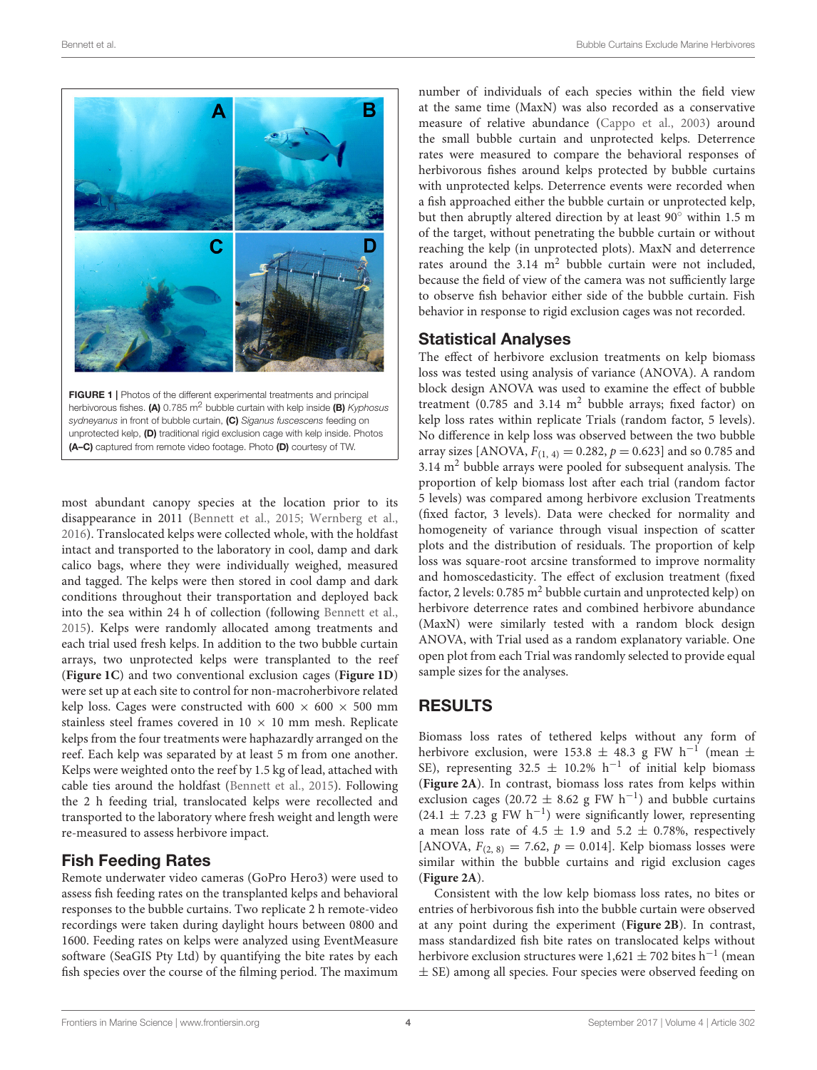**FIGURE 1** | Photos of the different experimental treatments and principal herbivorous fishes. **(A)** 0.785 $m^2$ bubble curtain with kelp inside **(B)** *Kyphosus sydneyanus* in front of bubble curtain, **(C)** *Siganus fuscescens* feeding on unprotected kelp, **(D)** traditional rigid exclusion cage with kelp inside. Photos **(A–C)** captured from remote video footage. Photo **(D)** courtesy of TW.

most abundant canopy species at the location prior to its disappearance in 2011 (Bennett et al., 2015; Wernberg et al., 2016). Translocated kelps were collected whole, with the holdfast intact and transported to the laboratory in cool, damp and dark calico bags, where they were individually weighed, measured and tagged. The kelps were then stored in cool damp and dark conditions throughout their transportation and deployed back into the sea within 24 h of collection (following Bennett et al., 2015). Kelps were randomly allocated among treatments and each trial used fresh kelps. In addition to the two bubble curtain arrays, two unprotected kelps were transplanted to the reef (**Figure 1C**) and two conventional exclusion cages (**Figure 1D**) were set up at each site to control for non-macroherbivore related kelp loss. Cages were constructed with 600 × 600 × 500 mm stainless steel frames covered in 10 × 10 mm mesh. Replicate kelps from the four treatments were haphazardly arranged on the reef. Each kelp was separated by at least 5 m from one another. Kelps were weighted onto the reef by 1.5 kg of lead, attached with cable ties around the holdfast (Bennett et al., 2015). Following the 2 h feeding trial, translocated kelps were recollected and transported to the laboratory where fresh weight and length were re-measured to assess herbivore impact.

## Fish Feeding Rates

Remote underwater video cameras (GoPro Hero3) were used to assess fish feeding rates on the transplanted kelps and behavioral responses to the bubble curtains. Two replicate 2 h remote-video recordings were taken during daylight hours between 0800 and 1600. Feeding rates on kelps were analyzed using EventMeasure software (SeaGIS Pty Ltd) by quantifying the bite rates by each fish species over the course of the filming period. The maximum number of individuals of each species within the field view at the same time (MaxN) was also recorded as a conservative measure of relative abundance (Cappo et al., 2003) around the small bubble curtain and unprotected kelps. Deterrence rates were measured to compare the behavioral responses of herbivorous fishes around kelps protected by bubble curtains with unprotected kelps. Deterrence events were recorded when a fish approached either the bubble curtain or unprotected kelp, but then abruptly altered direction by at least 90° within 1.5 m of the target, without penetrating the bubble curtain or without reaching the kelp (in unprotected plots). MaxN and deterrence rates around the 3.14 $m^2$ bubble curtain were not included, because the field of view of the camera was not sufficiently large to observe fish behavior either side of the bubble curtain. Fish behavior in response to rigid exclusion cages was not recorded.

## Statistical Analyses

The effect of herbivore exclusion treatments on kelp biomass loss was tested using analysis of variance (ANOVA). A random block design ANOVA was used to examine the effect of bubble treatment (0.785 and 3.14 $m^2$ bubble arrays; fixed factor) on kelp loss rates within replicate Trials (random factor, 5 levels). No difference in kelp loss was observed between the two bubble array sizes [ANOVA, $F_{(1,\,4)} = 0.282$, $p = 0.623$] and so 0.785 and 3.14 $m^2$ bubble arrays were pooled for subsequent analysis. The proportion of kelp biomass lost after each trial (random factor 5 levels) was compared among herbivore exclusion Treatments (fixed factor, 3 levels). Data were checked for normality and homogeneity of variance through visual inspection of scatter plots and the distribution of residuals. The proportion of kelp loss was square-root arcsine transformed to improve normality and homoscedasticity. The effect of exclusion treatment (fixed factor, 2 levels: 0.785 $m^2$ bubble curtain and unprotected kelp) on herbivore deterrence rates and combined herbivore abundance (MaxN) were similarly tested with a random block design ANOVA, with Trial used as a random explanatory variable. One open plot from each Trial was randomly selected to provide equal sample sizes for the analyses.

# RESULTS

Biomass loss rates of tethered kelps without any form of herbivore exclusion, were 153.8 ± 48.3 g FW $h^{-1}$ (mean ± SE), representing 32.5 ± 10.2% $h^{-1}$ of initial kelp biomass (**Figure 2A**). In contrast, biomass loss rates from kelps within exclusion cages (20.72 ± 8.62 g FW $h^{-1}$) and bubble curtains (24.1 ± 7.23 g FW $h^{-1}$) were significantly lower, representing a mean loss rate of 4.5 ± 1.9 and 5.2 ± 0.78%, respectively [ANOVA, $F_{(2,\,8)} = 7.62$, $p = 0.014$]. Kelp biomass losses were similar within the bubble curtains and rigid exclusion cages (**Figure 2A**).

Consistent with the low kelp biomass loss rates, no bites or entries of herbivorous fish into the bubble curtain were observed at any point during the experiment (**Figure 2B**). In contrast, mass standardized fish bite rates on translocated kelps without herbivore exclusion structures were 1,621 ± 702 bites $h^{-1}$ (mean ± SE) among all species. Four species were observed feeding on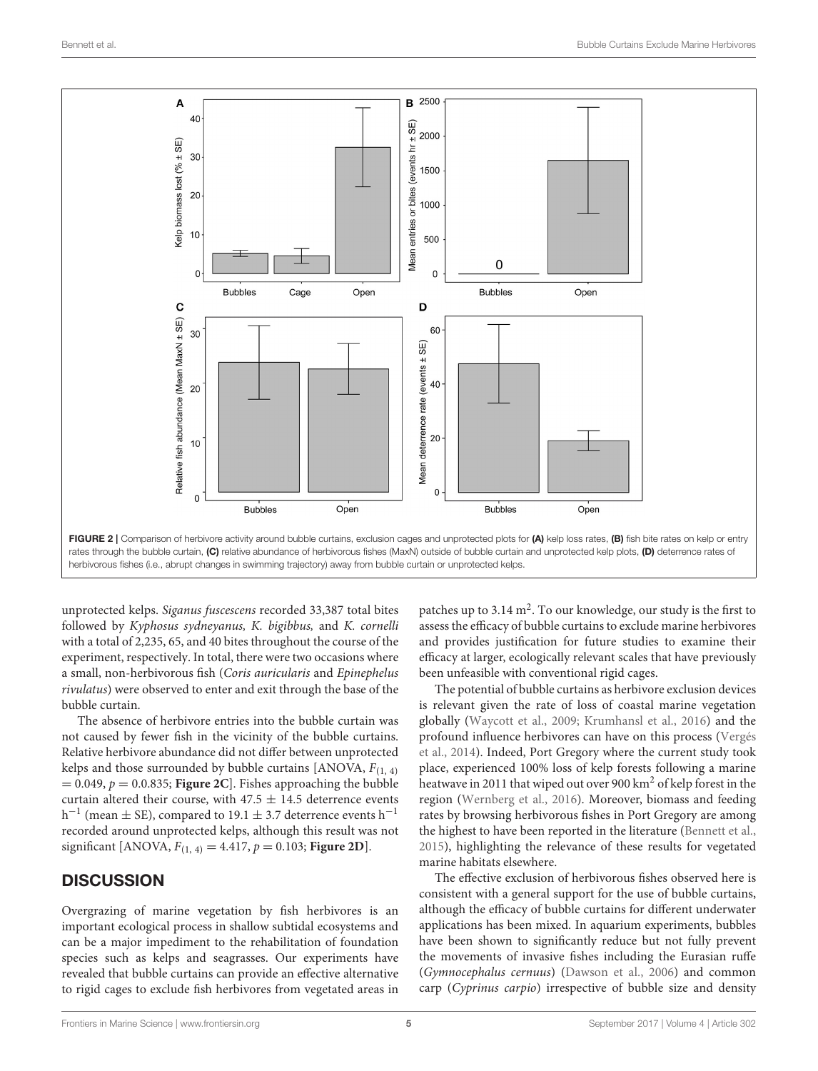FIGURE 2 | Comparison of herbivore activity around bubble curtains, exclusion cages and unprotected plots for **(A)** kelp loss rates, **(B)** fish bite rates on kelp or entry rates through the bubble curtain, **(C)** relative abundance of herbivorous fishes (MaxN) outside of bubble curtain and unprotected kelp plots, **(D)** deterrence rates of herbivorous fishes (i.e., abrupt changes in swimming trajectory) away from bubble curtain or unprotected kelps.

unprotected kelps. *Siganus fuscescens* recorded 33,387 total bites followed by *Kyphosus sydneyanus, K. bigibbus,* and *K. cornelli* with a total of 2,235, 65, and 40 bites throughout the course of the experiment, respectively. In total, there were two occasions where a small, non-herbivorous fish (*Coris auricularis* and *Epinephelus rivulatus*) were observed to enter and exit through the base of the bubble curtain.

The absence of herbivore entries into the bubble curtain was not caused by fewer fish in the vicinity of the bubble curtains. Relative herbivore abundance did not differ between unprotected kelps and those surrounded by bubble curtains [ANOVA, $F_{(1, 4)} = 0.049$, $p = 0.0.835$; **Figure 2C**]. Fishes approaching the bubble curtain altered their course, with $47.5 \pm 14.5$ deterrence events $h^{-1}$ (mean $\pm$ SE), compared to $19.1 \pm 3.7$ deterrence events $h^{-1}$ recorded around unprotected kelps, although this result was not significant [ANOVA, $F_{(1, 4)} = 4.417$, $p = 0.103$; **Figure 2D**].

## DISCUSSION

Overgrazing of marine vegetation by fish herbivores is an important ecological process in shallow subtidal ecosystems and can be a major impediment to the rehabilitation of foundation species such as kelps and seagrasses. Our experiments have revealed that bubble curtains can provide an effective alternative to rigid cages to exclude fish herbivores from vegetated areas in patches up to 3.14 $m^2$. To our knowledge, our study is the first to assess the efficacy of bubble curtains to exclude marine herbivores and provides justification for future studies to examine their efficacy at larger, ecologically relevant scales that have previously been unfeasible with conventional rigid cages.

The potential of bubble curtains as herbivore exclusion devices is relevant given the rate of loss of coastal marine vegetation globally (Waycott et al., 2009; Krumhansl et al., 2016) and the profound influence herbivores can have on this process (Vergés et al., 2014). Indeed, Port Gregory where the current study took place, experienced 100% loss of kelp forests following a marine heatwave in 2011 that wiped out over 900 $km^2$ of kelp forest in the region (Wernberg et al., 2016). Moreover, biomass and feeding rates by browsing herbivorous fishes in Port Gregory are among the highest to have been reported in the literature (Bennett et al., 2015), highlighting the relevance of these results for vegetated marine habitats elsewhere.

The effective exclusion of herbivorous fishes observed here is consistent with a general support for the use of bubble curtains, although the efficacy of bubble curtains for different underwater applications has been mixed. In aquarium experiments, bubbles have been shown to significantly reduce but not fully prevent the movements of invasive fishes including the Eurasian ruffe (*Gymnocephalus cernuus*) (Dawson et al., 2006) and common carp (*Cyprinus carpio*) irrespective of bubble size and density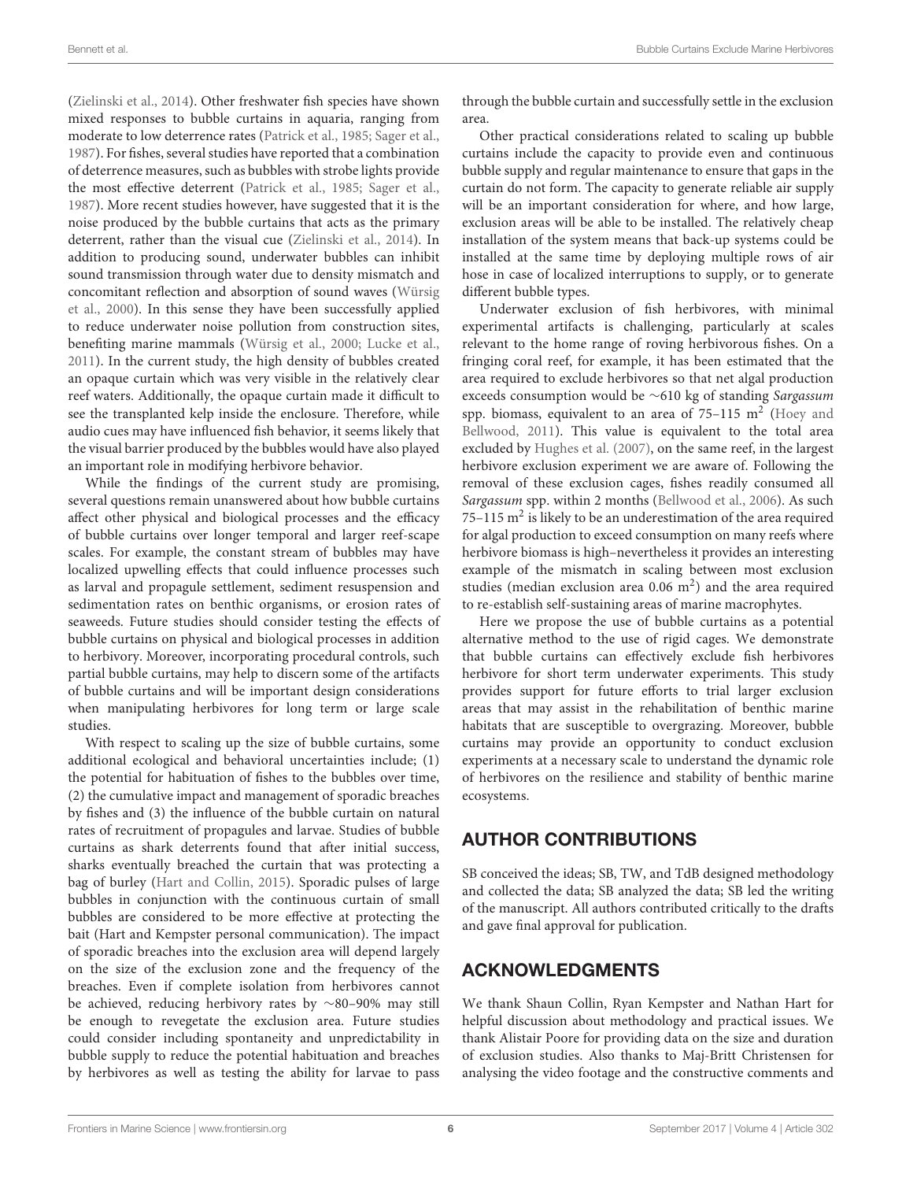(Zielinski et al., 2014). Other freshwater fish species have shown mixed responses to bubble curtains in aquaria, ranging from moderate to low deterrence rates (Patrick et al., 1985; Sager et al., 1987). For fishes, several studies have reported that a combination of deterrence measures, such as bubbles with strobe lights provide the most effective deterrent (Patrick et al., 1985; Sager et al., 1987). More recent studies however, have suggested that it is the noise produced by the bubble curtains that acts as the primary deterrent, rather than the visual cue (Zielinski et al., 2014). In addition to producing sound, underwater bubbles can inhibit sound transmission through water due to density mismatch and concomitant reflection and absorption of sound waves (Würsig et al., 2000). In this sense they have been successfully applied to reduce underwater noise pollution from construction sites, benefiting marine mammals (Würsig et al., 2000; Lucke et al., 2011). In the current study, the high density of bubbles created an opaque curtain which was very visible in the relatively clear reef waters. Additionally, the opaque curtain made it difficult to see the transplanted kelp inside the enclosure. Therefore, while audio cues may have influenced fish behavior, it seems likely that the visual barrier produced by the bubbles would have also played an important role in modifying herbivore behavior.

While the findings of the current study are promising, several questions remain unanswered about how bubble curtains affect other physical and biological processes and the efficacy of bubble curtains over longer temporal and larger reef-scape scales. For example, the constant stream of bubbles may have localized upwelling effects that could influence processes such as larval and propagule settlement, sediment resuspension and sedimentation rates on benthic organisms, or erosion rates of seaweeds. Future studies should consider testing the effects of bubble curtains on physical and biological processes in addition to herbivory. Moreover, incorporating procedural controls, such partial bubble curtains, may help to discern some of the artifacts of bubble curtains and will be important design considerations when manipulating herbivores for long term or large scale studies.

With respect to scaling up the size of bubble curtains, some additional ecological and behavioral uncertainties include; (1) the potential for habituation of fishes to the bubbles over time, (2) the cumulative impact and management of sporadic breaches by fishes and (3) the influence of the bubble curtain on natural rates of recruitment of propagules and larvae. Studies of bubble curtains as shark deterrents found that after initial success, sharks eventually breached the curtain that was protecting a bag of burley (Hart and Collin, 2015). Sporadic pulses of large bubbles in conjunction with the continuous curtain of small bubbles are considered to be more effective at protecting the bait (Hart and Kempster personal communication). The impact of sporadic breaches into the exclusion area will depend largely on the size of the exclusion zone and the frequency of the breaches. Even if complete isolation from herbivores cannot be achieved, reducing herbivory rates by ∼80–90% may still be enough to revegetate the exclusion area. Future studies could consider including spontaneity and unpredictability in bubble supply to reduce the potential habituation and breaches by herbivores as well as testing the ability for larvae to pass through the bubble curtain and successfully settle in the exclusion area.

Other practical considerations related to scaling up bubble curtains include the capacity to provide even and continuous bubble supply and regular maintenance to ensure that gaps in the curtain do not form. The capacity to generate reliable air supply will be an important consideration for where, and how large, exclusion areas will be able to be installed. The relatively cheap installation of the system means that back-up systems could be installed at the same time by deploying multiple rows of air hose in case of localized interruptions to supply, or to generate different bubble types.

Underwater exclusion of fish herbivores, with minimal experimental artifacts is challenging, particularly at scales relevant to the home range of roving herbivorous fishes. On a fringing coral reef, for example, it has been estimated that the area required to exclude herbivores so that net algal production exceeds consumption would be ∼610 kg of standing *Sargassum* spp. biomass, equivalent to an area of 75–115 $m^2$ (Hoey and Bellwood, 2011). This value is equivalent to the total area excluded by Hughes et al. (2007), on the same reef, in the largest herbivore exclusion experiment we are aware of. Following the removal of these exclusion cages, fishes readily consumed all *Sargassum* spp. within 2 months (Bellwood et al., 2006). As such 75–115 $m^2$ is likely to be an underestimation of the area required for algal production to exceed consumption on many reefs where herbivore biomass is high–nevertheless it provides an interesting example of the mismatch in scaling between most exclusion studies (median exclusion area 0.06 $m^2$) and the area required to re-establish self-sustaining areas of marine macrophytes.

Here we propose the use of bubble curtains as a potential alternative method to the use of rigid cages. We demonstrate that bubble curtains can effectively exclude fish herbivores herbivore for short term underwater experiments. This study provides support for future efforts to trial larger exclusion areas that may assist in the rehabilitation of benthic marine habitats that are susceptible to overgrazing. Moreover, bubble curtains may provide an opportunity to conduct exclusion experiments at a necessary scale to understand the dynamic role of herbivores on the resilience and stability of benthic marine ecosystems.

## AUTHOR CONTRIBUTIONS

SB conceived the ideas; SB, TW, and TdB designed methodology and collected the data; SB analyzed the data; SB led the writing of the manuscript. All authors contributed critically to the drafts and gave final approval for publication.

## ACKNOWLEDGMENTS

We thank Shaun Collin, Ryan Kempster and Nathan Hart for helpful discussion about methodology and practical issues. We thank Alistair Poore for providing data on the size and duration of exclusion studies. Also thanks to Maj-Britt Christensen for analysing the video footage and the constructive comments and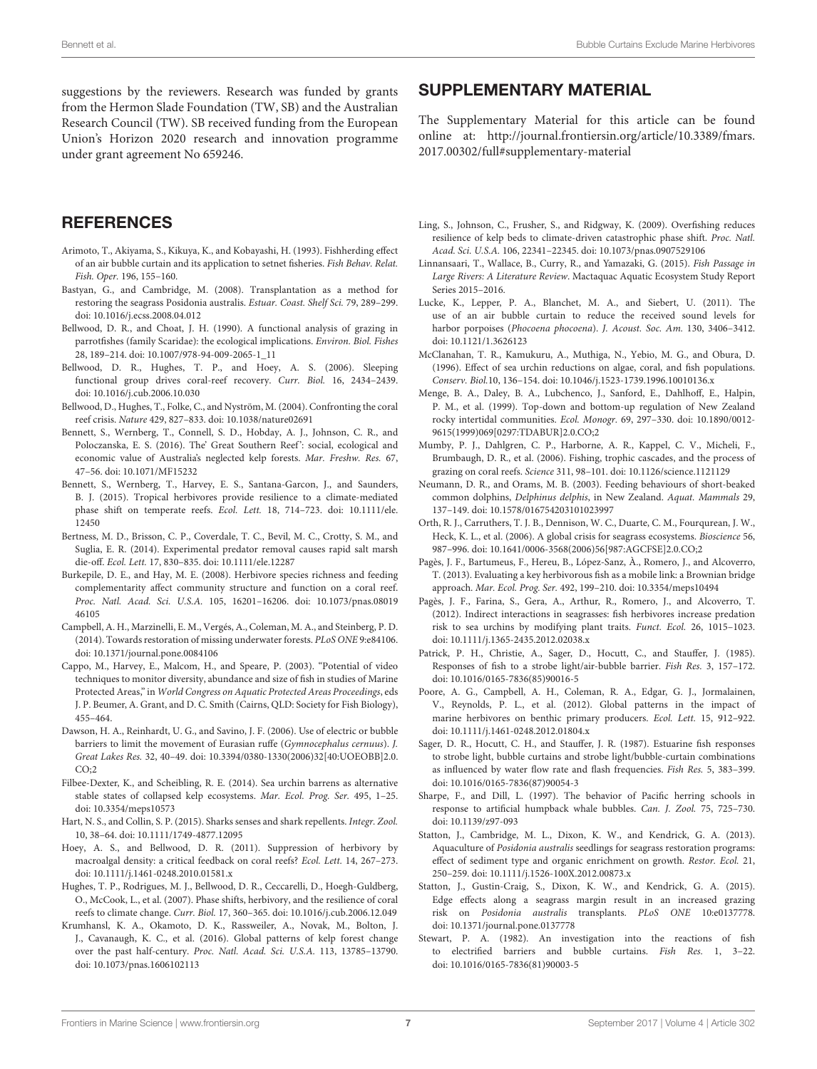suggestions by the reviewers. Research was funded by grants from the Hermon Slade Foundation (TW, SB) and the Australian Research Council (TW). SB received funding from the European Union's Horizon 2020 research and innovation programme under grant agreement No 659246.

## SUPPLEMENTARY MATERIAL

The Supplementary Material for this article can be found online at: http://journal.frontiersin.org/article/10.3389/fmars.2017.00302/full#supplementary-material

## REFERENCES

Arimoto, T., Akiyama, S., Kikuya, K., and Kobayashi, H. (1993). Fishherding effect of an air bubble curtain and its application to setnet fisheries. *Fish Behav. Relat. Fish. Oper.* 196, 155–160.

Bastyan, G., and Cambridge, M. (2008). Transplantation as a method for restoring the seagrass Posidonia australis. *Estuar. Coast. Shelf Sci.* 79, 289–299. doi: 10.1016/j.ecss.2008.04.012

Bellwood, D. R., and Choat, J. H. (1990). A functional analysis of grazing in parrotfishes (family Scaridae): the ecological implications. *Environ. Biol. Fishes* 28, 189–214. doi: 10.1007/978-94-009-2065-1_11

Bellwood, D. R., Hughes, T. P., and Hoey, A. S. (2006). Sleeping functional group drives coral-reef recovery. *Curr. Biol.* 16, 2434–2439. doi: 10.1016/j.cub.2006.10.030

Bellwood, D., Hughes, T., Folke, C., and Nyström, M. (2004). Confronting the coral reef crisis. *Nature* 429, 827–833. doi: 10.1038/nature02691

Bennett, S., Wernberg, T., Connell, S. D., Hobday, A. J., Johnson, C. R., and Poloczanska, E. S. (2016). The' Great Southern Reef': social, ecological and economic value of Australia's neglected kelp forests. *Mar. Freshw. Res.* 67, 47–56. doi: 10.1071/MF15232

Bennett, S., Wernberg, T., Harvey, E. S., Santana-Garcon, J., and Saunders, B. J. (2015). Tropical herbivores provide resilience to a climate-mediated phase shift on temperate reefs. *Ecol. Lett.* 18, 714–723. doi: 10.1111/ele.12450

Bertness, M. D., Brisson, C. P., Coverdale, T. C., Bevil, M. C., Crotty, S. M., and Suglia, E. R. (2014). Experimental predator removal causes rapid salt marsh die-off. *Ecol. Lett.* 17, 830–835. doi: 10.1111/ele.12287

Burkepile, D. E., and Hay, M. E. (2008). Herbivore species richness and feeding complementarity affect community structure and function on a coral reef. *Proc. Natl. Acad. Sci. U.S.A.* 105, 16201–16206. doi: 10.1073/pnas.0801946105

Campbell, A. H., Marzinelli, E. M., Vergés, A., Coleman, M. A., and Steinberg, P. D. (2014). Towards restoration of missing underwater forests. *PLoS ONE* 9:e84106. doi: 10.1371/journal.pone.0084106

Cappo, M., Harvey, E., Malcom, H., and Speare, P. (2003). "Potential of video techniques to monitor diversity, abundance and size of fish in studies of Marine Protected Areas," in *World Congress on Aquatic Protected Areas Proceedings*, eds J. P. Beumer, A. Grant, and D. C. Smith (Cairns, QLD: Society for Fish Biology), 455–464.

Dawson, H. A., Reinhardt, U. G., and Savino, J. F. (2006). Use of electric or bubble barriers to limit the movement of Eurasian ruffe (*Gymnocephalus cernuus*). *J. Great Lakes Res.* 32, 40–49. doi: 10.3394/0380-1330(2006)32[40:UOEOBB]2.0.CO;2

Filbee-Dexter, K., and Scheibling, R. E. (2014). Sea urchin barrens as alternative stable states of collapsed kelp ecosystems. *Mar. Ecol. Prog. Ser.* 495, 1–25. doi: 10.3354/meps10573

Hart, N. S., and Collin, S. P. (2015). Sharks senses and shark repellents. *Integr. Zool.* 10, 38–64. doi: 10.1111/1749-4877.12095

Hoey, A. S., and Bellwood, D. R. (2011). Suppression of herbivory by macroalgal density: a critical feedback on coral reefs? *Ecol. Lett.* 14, 267–273. doi: 10.1111/j.1461-0248.2010.01581.x

Hughes, T. P., Rodrigues, M. J., Bellwood, D. R., Ceccarelli, D., Hoegh-Guldberg, O., McCook, L., et al. (2007). Phase shifts, herbivory, and the resilience of coral reefs to climate change. *Curr. Biol.* 17, 360–365. doi: 10.1016/j.cub.2006.12.049

Krumhansl, K. A., Okamoto, D. K., Rassweiler, A., Novak, M., Bolton, J. J., Cavanaugh, K. C., et al. (2016). Global patterns of kelp forest change over the past half-century. *Proc. Natl. Acad. Sci. U.S.A.* 113, 13785–13790. doi: 10.1073/pnas.1606102113

Ling, S., Johnson, C., Frusher, S., and Ridgway, K. (2009). Overfishing reduces resilience of kelp beds to climate-driven catastrophic phase shift. *Proc. Natl. Acad. Sci. U.S.A.* 106, 22341–22345. doi: 10.1073/pnas.0907529106

Linnansaari, T., Wallace, B., Curry, R., and Yamazaki, G. (2015). *Fish Passage in Large Rivers: A Literature Review*. Mactaquac Aquatic Ecosystem Study Report Series 2015–2016.

Lucke, K., Lepper, P. A., Blanchet, M. A., and Siebert, U. (2011). The use of an air bubble curtain to reduce the received sound levels for harbor porpoises (*Phocoena phocoena*). *J. Acoust. Soc. Am.* 130, 3406–3412. doi: 10.1121/1.3626123

McClanahan, T. R., Kamukuru, A., Muthiga, N., Yebio, M. G., and Obura, D. (1996). Effect of sea urchin reductions on algae, coral, and fish populations. *Conserv. Biol.*10, 136–154. doi: 10.1046/j.1523-1739.1996.10010136.x

Menge, B. A., Daley, B. A., Lubchenco, J., Sanford, E., Dahlhoff, E., Halpin, P. M., et al. (1999). Top-down and bottom-up regulation of New Zealand rocky intertidal communities. *Ecol. Monogr.* 69, 297–330. doi: 10.1890/0012-9615(1999)069[0297:TDABUR]2.0.CO;2

Mumby, P. J., Dahlgren, C. P., Harborne, A. R., Kappel, C. V., Micheli, F., Brumbaugh, D. R., et al. (2006). Fishing, trophic cascades, and the process of grazing on coral reefs. *Science* 311, 98–101. doi: 10.1126/science.1121129

Neumann, D. R., and Orams, M. B. (2003). Feeding behaviours of short-beaked common dolphins, *Delphinus delphis*, in New Zealand. *Aquat. Mammals* 29, 137–149. doi: 10.1578/016754203101023997

Orth, R. J., Carruthers, T. J. B., Dennison, W. C., Duarte, C. M., Fourqurean, J. W., Heck, K. L., et al. (2006). A global crisis for seagrass ecosystems. *Bioscience* 56, 987–996. doi: 10.1641/0006-3568(2006)56[987:AGCFSE]2.0.CO;2

Pagès, J. F., Bartumeus, F., Hereu, B., López-Sanz, À., Romero, J., and Alcoverro, T. (2013). Evaluating a key herbivorous fish as a mobile link: a Brownian bridge approach. *Mar. Ecol. Prog. Ser.* 492, 199–210. doi: 10.3354/meps10494

Pagès, J. F., Farina, S., Gera, A., Arthur, R., Romero, J., and Alcoverro, T. (2012). Indirect interactions in seagrasses: fish herbivores increase predation risk to sea urchins by modifying plant traits. *Funct. Ecol.* 26, 1015–1023. doi: 10.1111/j.1365-2435.2012.02038.x

Patrick, P. H., Christie, A., Sager, D., Hocutt, C., and Stauffer, J. (1985). Responses of fish to a strobe light/air-bubble barrier. *Fish Res.* 3, 157–172. doi: 10.1016/0165-7836(85)90016-5

Poore, A. G., Campbell, A. H., Coleman, R. A., Edgar, G. J., Jormalainen, V., Reynolds, P. L., et al. (2012). Global patterns in the impact of marine herbivores on benthic primary producers. *Ecol. Lett.* 15, 912–922. doi: 10.1111/j.1461-0248.2012.01804.x

Sager, D. R., Hocutt, C. H., and Stauffer, J. R. (1987). Estuarine fish responses to strobe light, bubble curtains and strobe light/bubble-curtain combinations as influenced by water flow rate and flash frequencies. *Fish Res.* 5, 383–399. doi: 10.1016/0165-7836(87)90054-3

Sharpe, F., and Dill, L. (1997). The behavior of Pacific herring schools in response to artificial humpback whale bubbles. *Can. J. Zool.* 75, 725–730. doi: 10.1139/z97-093

Statton, J., Cambridge, M. L., Dixon, K. W., and Kendrick, G. A. (2013). Aquaculture of *Posidonia australis* seedlings for seagrass restoration programs: effect of sediment type and organic enrichment on growth. *Restor. Ecol.* 21, 250–259. doi: 10.1111/j.1526-100X.2012.00873.x

Statton, J., Gustin-Craig, S., Dixon, K. W., and Kendrick, G. A. (2015). Edge effects along a seagrass margin result in an increased grazing risk on *Posidonia australis* transplants. *PLoS ONE* 10:e0137778. doi: 10.1371/journal.pone.0137778

Stewart, P. A. (1982). An investigation into the reactions of fish to electrified barriers and bubble curtains. *Fish Res.* 1, 3–22. doi: 10.1016/0165-7836(81)90003-5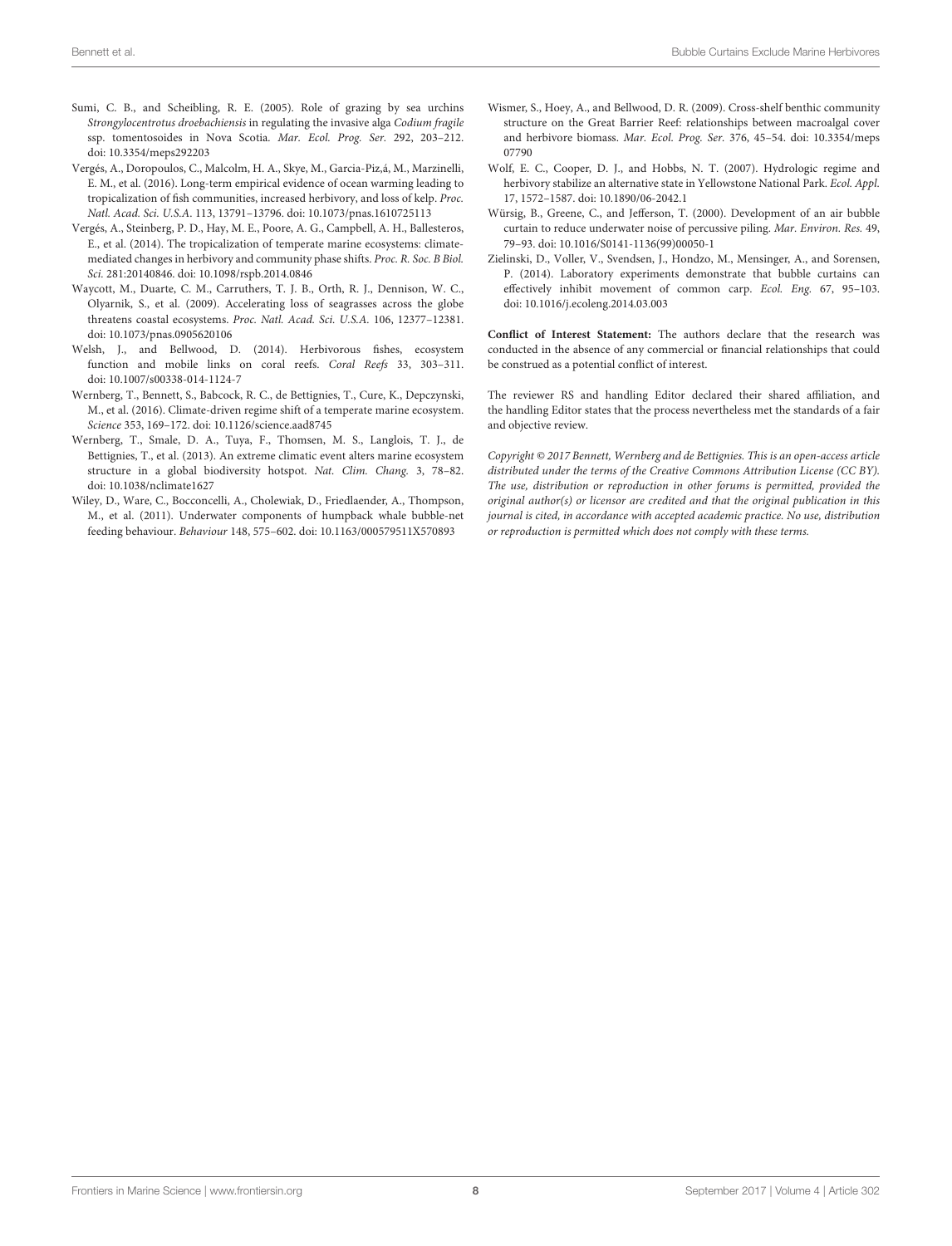Sumi, C. B., and Scheibling, R. E. (2005). Role of grazing by sea urchins *Strongylocentrotus droebachiensis* in regulating the invasive alga *Codium fragile* ssp. tomentosoides in Nova Scotia. *Mar. Ecol. Prog. Ser.* 292, 203–212. doi: 10.3354/meps292203

Vergés, A., Doropoulos, C., Malcolm, H. A., Skye, M., Garcia-Piz‚á, M., Marzinelli, E. M., et al. (2016). Long-term empirical evidence of ocean warming leading to tropicalization of fish communities, increased herbivory, and loss of kelp. *Proc. Natl. Acad. Sci. U.S.A.* 113, 13791–13796. doi: 10.1073/pnas.1610725113

Vergés, A., Steinberg, P. D., Hay, M. E., Poore, A. G., Campbell, A. H., Ballesteros, E., et al. (2014). The tropicalization of temperate marine ecosystems: climate-mediated changes in herbivory and community phase shifts. *Proc. R. Soc. B Biol. Sci.* 281:20140846. doi: 10.1098/rspb.2014.0846

Waycott, M., Duarte, C. M., Carruthers, T. J. B., Orth, R. J., Dennison, W. C., Olyarnik, S., et al. (2009). Accelerating loss of seagrasses across the globe threatens coastal ecosystems. *Proc. Natl. Acad. Sci. U.S.A.* 106, 12377–12381. doi: 10.1073/pnas.0905620106

Welsh, J., and Bellwood, D. (2014). Herbivorous fishes, ecosystem function and mobile links on coral reefs. *Coral Reefs* 33, 303–311. doi: 10.1007/s00338-014-1124-7

Wernberg, T., Bennett, S., Babcock, R. C., de Bettignies, T., Cure, K., Depczynski, M., et al. (2016). Climate-driven regime shift of a temperate marine ecosystem. *Science* 353, 169–172. doi: 10.1126/science.aad8745

Wernberg, T., Smale, D. A., Tuya, F., Thomsen, M. S., Langlois, T. J., de Bettignies, T., et al. (2013). An extreme climatic event alters marine ecosystem structure in a global biodiversity hotspot. *Nat. Clim. Chang.* 3, 78–82. doi: 10.1038/nclimate1627

Wiley, D., Ware, C., Bocconcelli, A., Cholewiak, D., Friedlaender, A., Thompson, M., et al. (2011). Underwater components of humpback whale bubble-net feeding behaviour. *Behaviour* 148, 575–602. doi: 10.1163/000579511X570893

Wismer, S., Hoey, A., and Bellwood, D. R. (2009). Cross-shelf benthic community structure on the Great Barrier Reef: relationships between macroalgal cover and herbivore biomass. *Mar. Ecol. Prog. Ser.* 376, 45–54. doi: 10.3354/meps07790

Wolf, E. C., Cooper, D. J., and Hobbs, N. T. (2007). Hydrologic regime and herbivory stabilize an alternative state in Yellowstone National Park. *Ecol. Appl.* 17, 1572–1587. doi: 10.1890/06-2042.1

Würsig, B., Greene, C., and Jefferson, T. (2000). Development of an air bubble curtain to reduce underwater noise of percussive piling. *Mar. Environ. Res.* 49, 79–93. doi: 10.1016/S0141-1136(99)00050-1

Zielinski, D., Voller, V., Svendsen, J., Hondzo, M., Mensinger, A., and Sorensen, P. (2014). Laboratory experiments demonstrate that bubble curtains can effectively inhibit movement of common carp. *Ecol. Eng.* 67, 95–103. doi: 10.1016/j.ecoleng.2014.03.003

**Conflict of Interest Statement:** The authors declare that the research was conducted in the absence of any commercial or financial relationships that could be construed as a potential conflict of interest.

The reviewer RS and handling Editor declared their shared affiliation, and the handling Editor states that the process nevertheless met the standards of a fair and objective review.

*Copyright © 2017 Bennett, Wernberg and de Bettignies. This is an open-access article distributed under the terms of the Creative Commons Attribution License (CC BY). The use, distribution or reproduction in other forums is permitted, provided the original author(s) or licensor are credited and that the original publication in this journal is cited, in accordance with accepted academic practice. No use, distribution or reproduction is permitted which does not comply with these terms.*